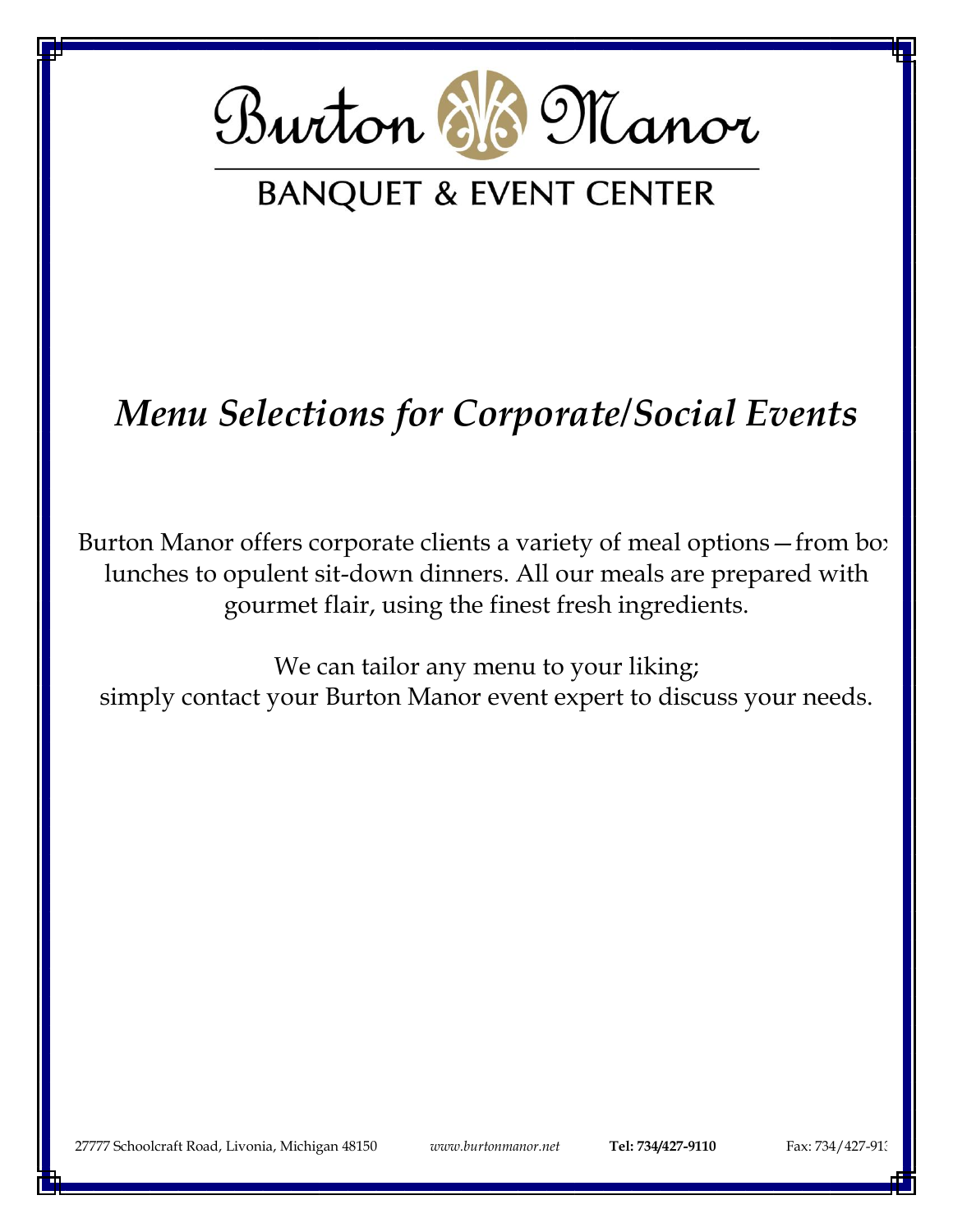# Burton Manor

## BANQUET & EVENT CENTER

## *Menu Selections for Corporate/Social Events*

Burton Manor offers corporate clients a variety of meal options—from box lunches to opulent sit-down dinners. All our meals are prepared with gourmet flair, using the finest fresh ingredients.

We can tailor any menu to your liking;
simply contact your Burton Manor event expert to discuss your needs.

27777 Schoolcraft Road, Livonia, Michigan 48150 *www.burtonmanor.net* **Tel: 734/427-9110** Fax: 734/427-913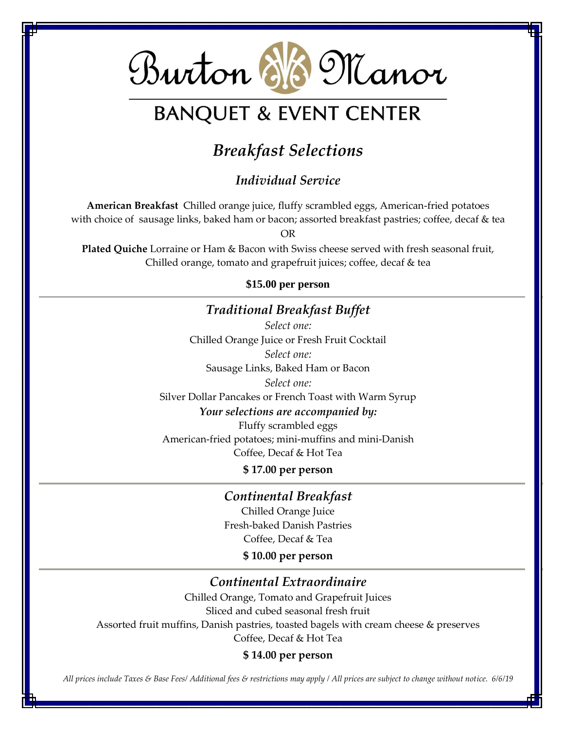# Burton Manor

## BANQUET & EVENT CENTER

## *Breakfast Selections*

### *Individual Service*

**American Breakfast** Chilled orange juice, fluffy scrambled eggs, American-fried potatoes with choice of sausage links, baked ham or bacon; assorted breakfast pastries; coffee, decaf & tea

OR

**Plated Quiche** Lorraine or Ham & Bacon with Swiss cheese served with fresh seasonal fruit, Chilled orange, tomato and grapefruit juices; coffee, decaf & tea

**$15.00 per person**

---

### *Traditional Breakfast Buffet*

*Select one:*

Chilled Orange Juice or Fresh Fruit Cocktail

*Select one:*

Sausage Links, Baked Ham or Bacon

*Select one:*

Silver Dollar Pancakes or French Toast with Warm Syrup

***Your selections are accompanied by:***

Fluffy scrambled eggs

American-fried potatoes; mini-muffins and mini-Danish

Coffee, Decaf & Hot Tea

**$ 17.00 per person**

---

### *Continental Breakfast*

Chilled Orange Juice

Fresh-baked Danish Pastries

Coffee, Decaf & Tea

**$ 10.00 per person**

---

### *Continental Extraordinaire*

Chilled Orange, Tomato and Grapefruit Juices

Sliced and cubed seasonal fresh fruit

Assorted fruit muffins, Danish pastries, toasted bagels with cream cheese & preserves

Coffee, Decaf & Hot Tea

**$ 14.00 per person**

*All prices include Taxes & Base Fees/ Additional fees & restrictions may apply / All prices are subject to change without notice. 6/6/19*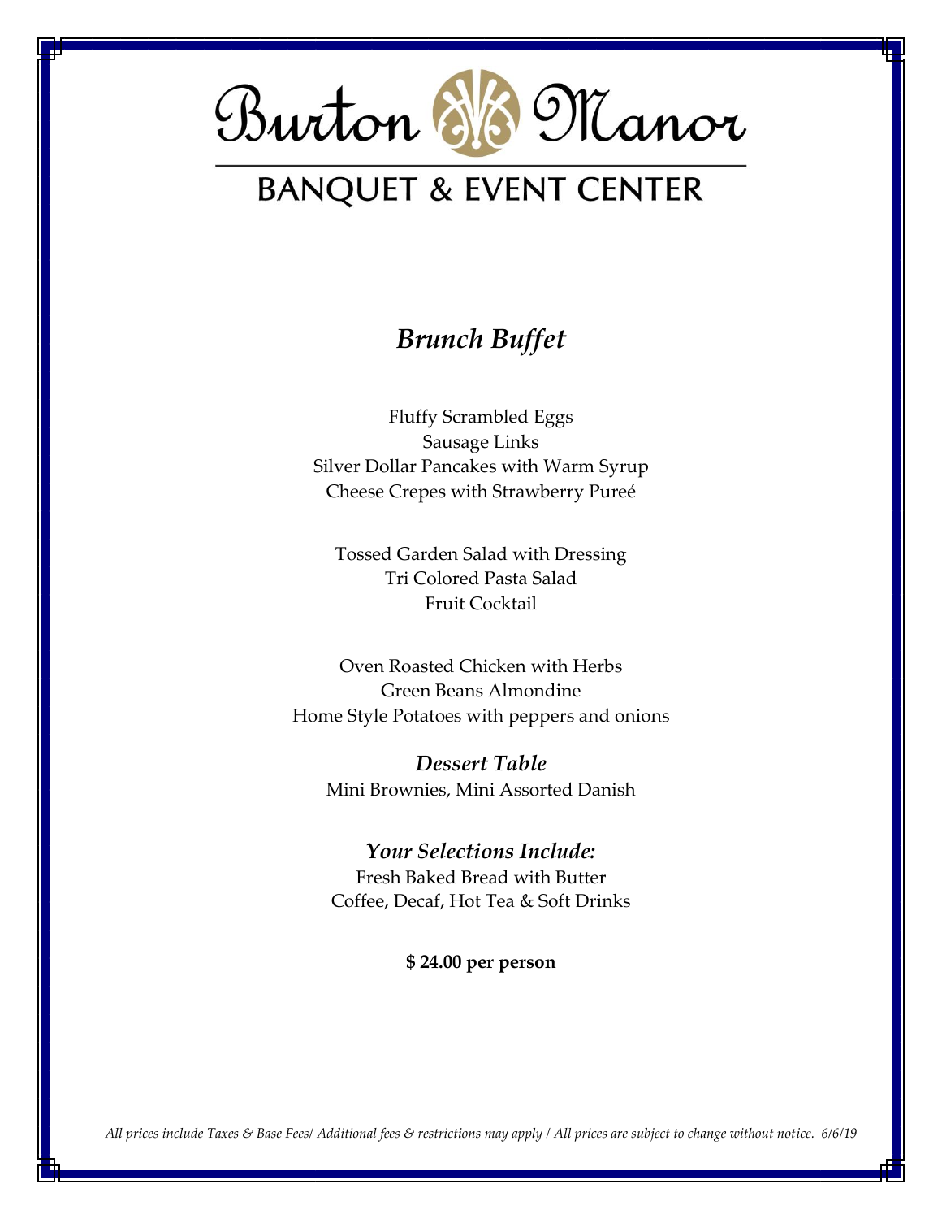# Burton Manor

## BANQUET & EVENT CENTER

### *Brunch Buffet*

Fluffy Scrambled Eggs
Sausage Links
Silver Dollar Pancakes with Warm Syrup
Cheese Crepes with Strawberry Pureé

Tossed Garden Salad with Dressing
Tri Colored Pasta Salad
Fruit Cocktail

Oven Roasted Chicken with Herbs
Green Beans Almondine
Home Style Potatoes with peppers and onions

### *Dessert Table*

Mini Brownies, Mini Assorted Danish

### *Your Selections Include:*

Fresh Baked Bread with Butter
Coffee, Decaf, Hot Tea & Soft Drinks

**$ 24.00 per person**

*All prices include Taxes & Base Fees/ Additional fees & restrictions may apply / All prices are subject to change without notice. 6/6/19*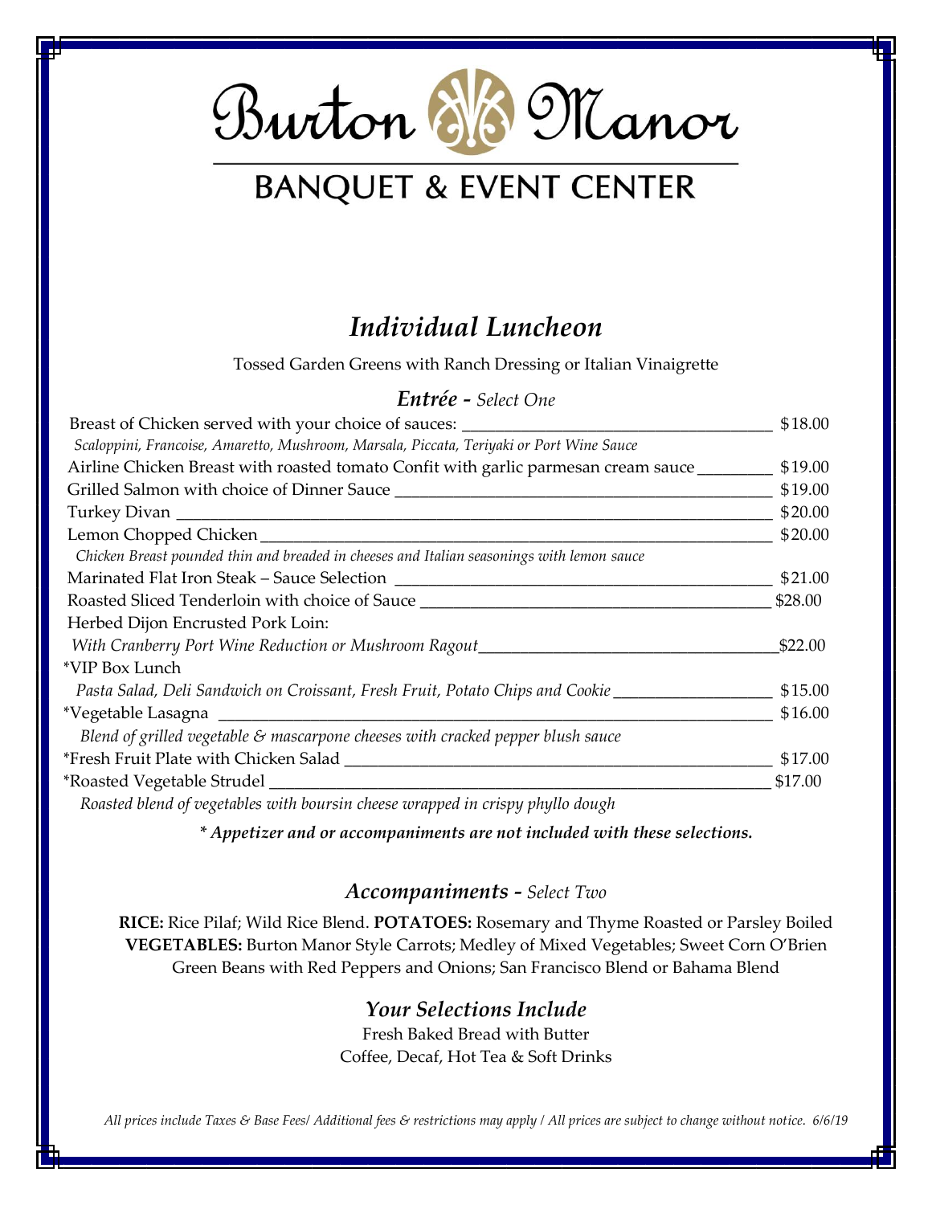# Burton Manor

## BANQUET & EVENT CENTER

## *Individual Luncheon*

Tossed Garden Greens with Ranch Dressing or Italian Vinaigrette

### ***Entrée*** *- Select One*

| | |
|---|---|
| Breast of Chicken served with your choice of sauces: *Scaloppini, Francoise, Amaretto, Mushroom, Marsala, Piccata, Teriyaki or Port Wine Sauce* | $18.00 |
| Airline Chicken Breast with roasted tomato Confit with garlic parmesan cream sauce | $19.00 |
| Grilled Salmon with choice of Dinner Sauce | $19.00 |
| Turkey Divan | $20.00 |
| Lemon Chopped Chicken *Chicken Breast pounded thin and breaded in cheeses and Italian seasonings with lemon sauce* | $20.00 |
| Marinated Flat Iron Steak – Sauce Selection | $21.00 |
| Roasted Sliced Tenderloin with choice of Sauce | $28.00 |
| Herbed Dijon Encrusted Pork Loin: *With Cranberry Port Wine Reduction or Mushroom Ragout* | $22.00 |
| *VIP Box Lunch *Pasta Salad, Deli Sandwich on Croissant, Fresh Fruit, Potato Chips and Cookie* | $15.00 |
| *Vegetable Lasagna *Blend of grilled vegetable & mascarpone cheeses with cracked pepper blush sauce* | $16.00 |
| *Fresh Fruit Plate with Chicken Salad | $17.00 |
| *Roasted Vegetable Strudel *Roasted blend of vegetables with boursin cheese wrapped in crispy phyllo dough* | $17.00 |

***\* Appetizer and or accompaniments are not included with these selections.***

### *Accompaniments - Select Two*

**RICE:** Rice Pilaf; Wild Rice Blend. **POTATOES:** Rosemary and Thyme Roasted or Parsley Boiled
**VEGETABLES:** Burton Manor Style Carrots; Medley of Mixed Vegetables; Sweet Corn O'Brien
Green Beans with Red Peppers and Onions; San Francisco Blend or Bahama Blend

### *Your Selections Include*

Fresh Baked Bread with Butter
Coffee, Decaf, Hot Tea & Soft Drinks

*All prices include Taxes & Base Fees/ Additional fees & restrictions may apply / All prices are subject to change without notice. 6/6/19*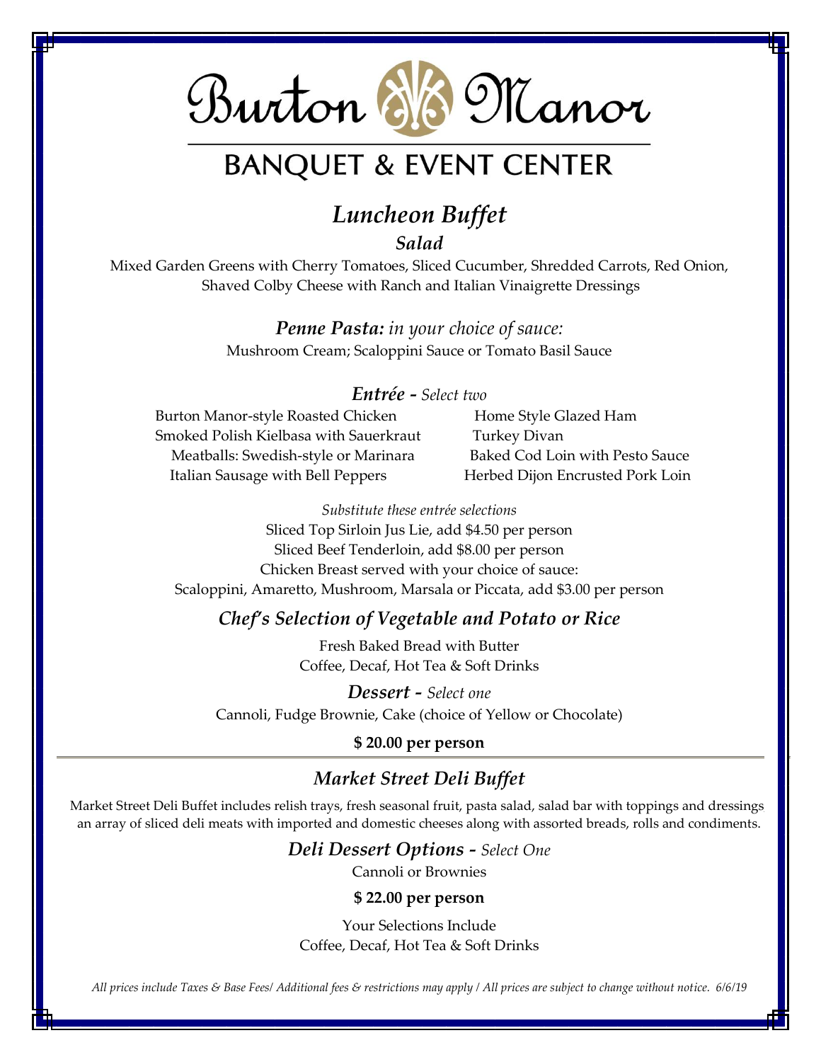# Burton Manor

## BANQUET & EVENT CENTER

## *Luncheon Buffet*

### *Salad*

Mixed Garden Greens with Cherry Tomatoes, Sliced Cucumber, Shredded Carrots, Red Onion, Shaved Colby Cheese with Ranch and Italian Vinaigrette Dressings

***Penne Pasta:*** *in your choice of sauce:*
Mushroom Cream; Scaloppini Sauce or Tomato Basil Sauce

***Entrée -*** *Select two*

Burton Manor-style Roasted Chicken
Smoked Polish Kielbasa with Sauerkraut
Meatballs: Swedish-style or Marinara
Italian Sausage with Bell Peppers
Home Style Glazed Ham
Turkey Divan
Baked Cod Loin with Pesto Sauce
Herbed Dijon Encrusted Pork Loin

*Substitute these entrée selections*
Sliced Top Sirloin Jus Lie, add $4.50 per person
Sliced Beef Tenderloin, add $8.00 per person
Chicken Breast served with your choice of sauce:
Scaloppini, Amaretto, Mushroom, Marsala or Piccata, add $3.00 per person

### *Chef's Selection of Vegetable and Potato or Rice*

Fresh Baked Bread with Butter
Coffee, Decaf, Hot Tea & Soft Drinks

***Dessert -*** *Select one*
Cannoli, Fudge Brownie, Cake (choice of Yellow or Chocolate)

**$ 20.00 per person**

---

## *Market Street Deli Buffet*

Market Street Deli Buffet includes relish trays, fresh seasonal fruit, pasta salad, salad bar with toppings and dressings an array of sliced deli meats with imported and domestic cheeses along with assorted breads, rolls and condiments.

***Deli Dessert Options -*** *Select One*
Cannoli or Brownies

**$ 22.00 per person**

Your Selections Include
Coffee, Decaf, Hot Tea & Soft Drinks

*All prices include Taxes & Base Fees/ Additional fees & restrictions may apply / All prices are subject to change without notice. 6/6/19*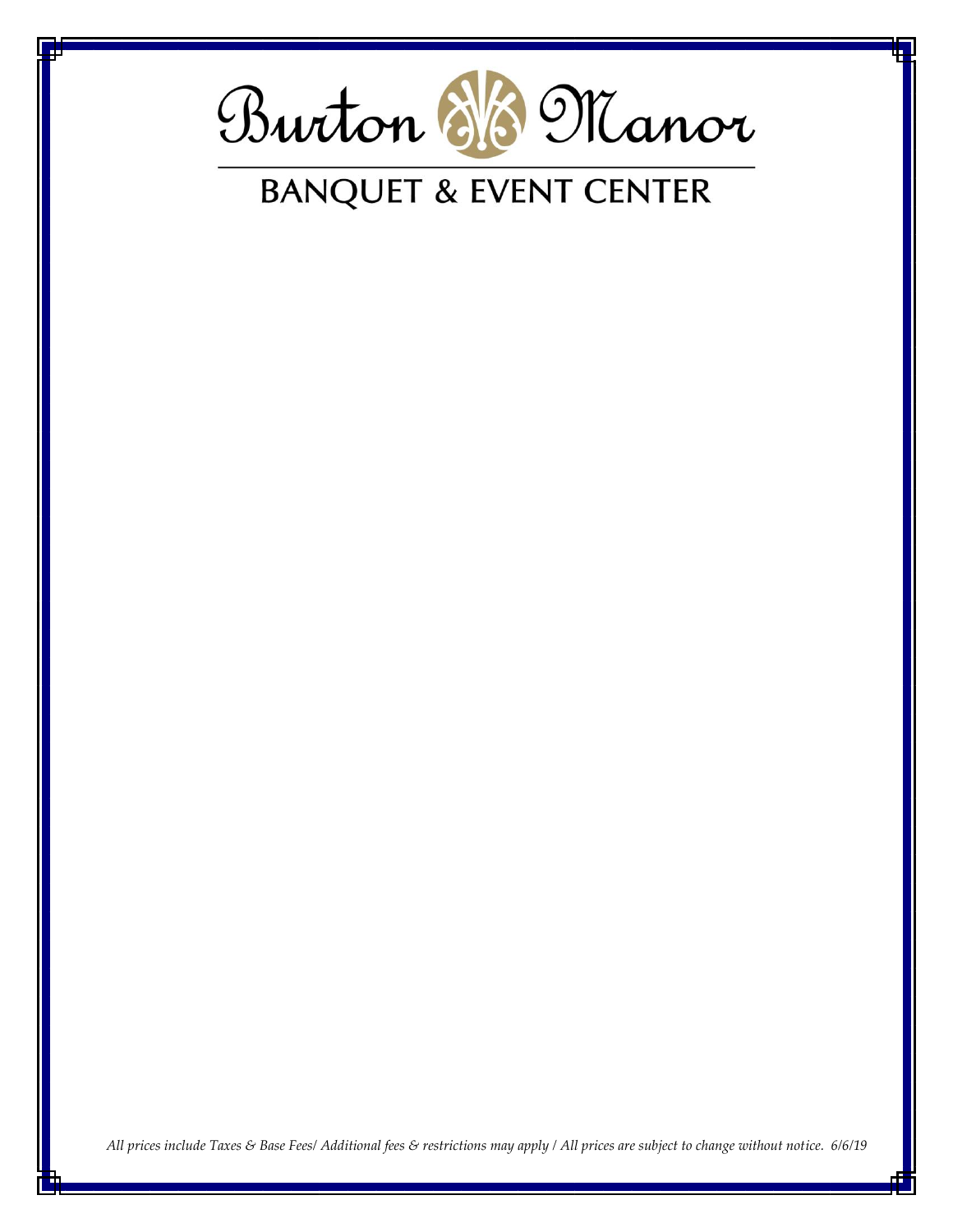# Burton Manor

## BANQUET & EVENT CENTER

*All prices include Taxes & Base Fees/ Additional fees & restrictions may apply / All prices are subject to change without notice. 6/6/19*